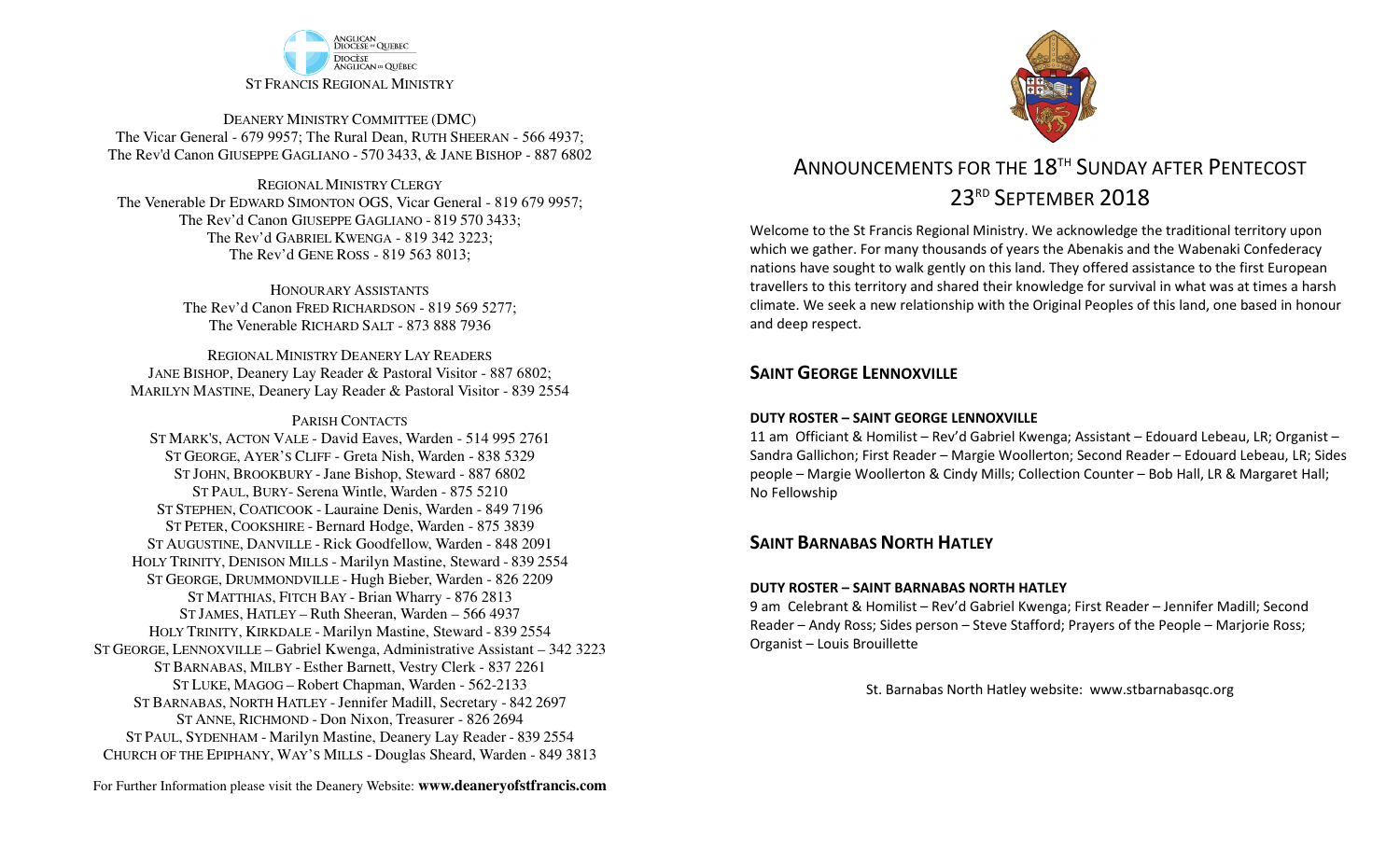ANGLICAN DIOCESE OF QUEBEC
DIOCÈSE ANGLICAN DE QUÉBEC

ST FRANCIS REGIONAL MINISTRY

DEANERY MINISTRY COMMITTEE (DMC)
The Vicar General - 679 9957; The Rural Dean, RUTH SHEERAN - 566 4937;
The Rev'd Canon GIUSEPPE GAGLIANO - 570 3433, & JANE BISHOP - 887 6802

REGIONAL MINISTRY CLERGY
The Venerable Dr EDWARD SIMONTON OGS, Vicar General - 819 679 9957;
The Rev'd Canon GIUSEPPE GAGLIANO - 819 570 3433;
The Rev'd GABRIEL KWENGA - 819 342 3223;
The Rev'd GENE ROSS - 819 563 8013;

HONOURARY ASSISTANTS
The Rev'd Canon FRED RICHARDSON - 819 569 5277;
The Venerable RICHARD SALT - 873 888 7936

REGIONAL MINISTRY DEANERY LAY READERS
JANE BISHOP, Deanery Lay Reader & Pastoral Visitor - 887 6802;
MARILYN MASTINE, Deanery Lay Reader & Pastoral Visitor - 839 2554

PARISH CONTACTS
ST MARK'S, ACTON VALE - David Eaves, Warden - 514 995 2761
ST GEORGE, AYER'S CLIFF - Greta Nish, Warden - 838 5329
ST JOHN, BROOKBURY - Jane Bishop, Steward - 887 6802
ST PAUL, BURY- Serena Wintle, Warden - 875 5210
ST STEPHEN, COATICOOK - Lauraine Denis, Warden - 849 7196
ST PETER, COOKSHIRE - Bernard Hodge, Warden - 875 3839
ST AUGUSTINE, DANVILLE - Rick Goodfellow, Warden - 848 2091
HOLY TRINITY, DENISON MILLS - Marilyn Mastine, Steward - 839 2554
ST GEORGE, DRUMMONDVILLE - Hugh Bieber, Warden - 826 2209
ST MATTHIAS, FITCH BAY - Brian Wharry - 876 2813
ST JAMES, HATLEY – Ruth Sheeran, Warden – 566 4937
HOLY TRINITY, KIRKDALE - Marilyn Mastine, Steward - 839 2554
ST GEORGE, LENNOXVILLE – Gabriel Kwenga, Administrative Assistant – 342 3223
ST BARNABAS, MILBY - Esther Barnett, Vestry Clerk - 837 2261
ST LUKE, MAGOG – Robert Chapman, Warden - 562-2133
ST BARNABAS, NORTH HATLEY - Jennifer Madill, Secretary - 842 2697
ST ANNE, RICHMOND - Don Nixon, Treasurer - 826 2694
ST PAUL, SYDENHAM - Marilyn Mastine, Deanery Lay Reader - 839 2554
CHURCH OF THE EPIPHANY, WAY'S MILLS - Douglas Sheard, Warden - 849 3813

For Further Information please visit the Deanery Website: **www.deaneryofstfrancis.com**

# ANNOUNCEMENTS FOR THE 18TH SUNDAY AFTER PENTECOST 23RD SEPTEMBER 2018

Welcome to the St Francis Regional Ministry. We acknowledge the traditional territory upon which we gather. For many thousands of years the Abenakis and the Wabenaki Confederacy nations have sought to walk gently on this land. They offered assistance to the first European travellers to this territory and shared their knowledge for survival in what was at times a harsh climate. We seek a new relationship with the Original Peoples of this land, one based in honour and deep respect.

## SAINT GEORGE LENNOXVILLE

**DUTY ROSTER – SAINT GEORGE LENNOXVILLE**

11 am Officiant & Homilist – Rev'd Gabriel Kwenga; Assistant – Edouard Lebeau, LR; Organist – Sandra Gallichon; First Reader – Margie Woollerton; Second Reader – Edouard Lebeau, LR; Sides people – Margie Woollerton & Cindy Mills; Collection Counter – Bob Hall, LR & Margaret Hall; No Fellowship

## SAINT BARNABAS NORTH HATLEY

**DUTY ROSTER – SAINT BARNABAS NORTH HATLEY**

9 am Celebrant & Homilist – Rev'd Gabriel Kwenga; First Reader – Jennifer Madill; Second Reader – Andy Ross; Sides person – Steve Stafford; Prayers of the People – Marjorie Ross; Organist – Louis Brouillette

St. Barnabas North Hatley website: www.stbarnabasqc.org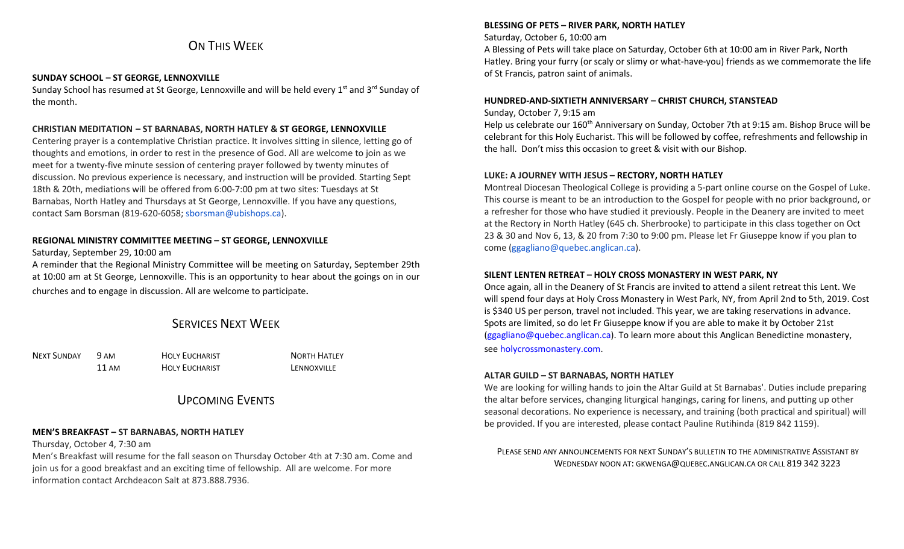# On This Week

**SUNDAY SCHOOL – ST GEORGE, LENNOXVILLE**

Sunday School has resumed at St George, Lennoxville and will be held every 1st and 3rd Sunday of the month.

**CHRISTIAN MEDITATION – ST BARNABAS, NORTH HATLEY & ST GEORGE, LENNOXVILLE**

Centering prayer is a contemplative Christian practice. It involves sitting in silence, letting go of thoughts and emotions, in order to rest in the presence of God. All are welcome to join as we meet for a twenty-five minute session of centering prayer followed by twenty minutes of discussion. No previous experience is necessary, and instruction will be provided. Starting Sept 18th & 20th, mediations will be offered from 6:00-7:00 pm at two sites: Tuesdays at St Barnabas, North Hatley and Thursdays at St George, Lennoxville. If you have any questions, contact Sam Borsman (819-620-6058; sborsman@ubishops.ca).

**REGIONAL MINISTRY COMMITTEE MEETING – ST GEORGE, LENNOXVILLE**

Saturday, September 29, 10:00 am

A reminder that the Regional Ministry Committee will be meeting on Saturday, September 29th at 10:00 am at St George, Lennoxville. This is an opportunity to hear about the goings on in our churches and to engage in discussion. All are welcome to participate.

# Services Next Week

| | | | |
|---|---|---|---|
| NEXT SUNDAY | 9 AM | HOLY EUCHARIST | NORTH HATLEY |
| | 11 AM | HOLY EUCHARIST | LENNOXVILLE |

# Upcoming Events

**MEN'S BREAKFAST – ST BARNABAS, NORTH HATLEY**

Thursday, October 4, 7:30 am

Men's Breakfast will resume for the fall season on Thursday October 4th at 7:30 am. Come and join us for a good breakfast and an exciting time of fellowship. All are welcome. For more information contact Archdeacon Salt at 873.888.7936.

**BLESSING OF PETS – RIVER PARK, NORTH HATLEY**

Saturday, October 6, 10:00 am

A Blessing of Pets will take place on Saturday, October 6th at 10:00 am in River Park, North Hatley. Bring your furry (or scaly or slimy or what-have-you) friends as we commemorate the life of St Francis, patron saint of animals.

**HUNDRED-AND-SIXTIETH ANNIVERSARY – CHRIST CHURCH, STANSTEAD**

Sunday, October 7, 9:15 am

Help us celebrate our 160th Anniversary on Sunday, October 7th at 9:15 am. Bishop Bruce will be celebrant for this Holy Eucharist. This will be followed by coffee, refreshments and fellowship in the hall. Don't miss this occasion to greet & visit with our Bishop.

**LUKE: A JOURNEY WITH JESUS – RECTORY, NORTH HATLEY**

Montreal Diocesan Theological College is providing a 5-part online course on the Gospel of Luke. This course is meant to be an introduction to the Gospel for people with no prior background, or a refresher for those who have studied it previously. People in the Deanery are invited to meet at the Rectory in North Hatley (645 ch. Sherbrooke) to participate in this class together on Oct 23 & 30 and Nov 6, 13, & 20 from 7:30 to 9:00 pm. Please let Fr Giuseppe know if you plan to come (ggagliano@quebec.anglican.ca).

**SILENT LENTEN RETREAT – HOLY CROSS MONASTERY IN WEST PARK, NY**

Once again, all in the Deanery of St Francis are invited to attend a silent retreat this Lent. We will spend four days at Holy Cross Monastery in West Park, NY, from April 2nd to 5th, 2019. Cost is $340 US per person, travel not included. This year, we are taking reservations in advance. Spots are limited, so do let Fr Giuseppe know if you are able to make it by October 21st (ggagliano@quebec.anglican.ca). To learn more about this Anglican Benedictine monastery, see holycrossmonastery.com.

**ALTAR GUILD – ST BARNABAS, NORTH HATLEY**

We are looking for willing hands to join the Altar Guild at St Barnabas'. Duties include preparing the altar before services, changing liturgical hangings, caring for linens, and putting up other seasonal decorations. No experience is necessary, and training (both practical and spiritual) will be provided. If you are interested, please contact Pauline Rutihinda (819 842 1159).

PLEASE SEND ANY ANNOUNCEMENTS FOR NEXT SUNDAY'S BULLETIN TO THE ADMINISTRATIVE ASSISTANT BY WEDNESDAY NOON AT: GKWENGA@QUEBEC.ANGLICAN.CA OR CALL 819 342 3223